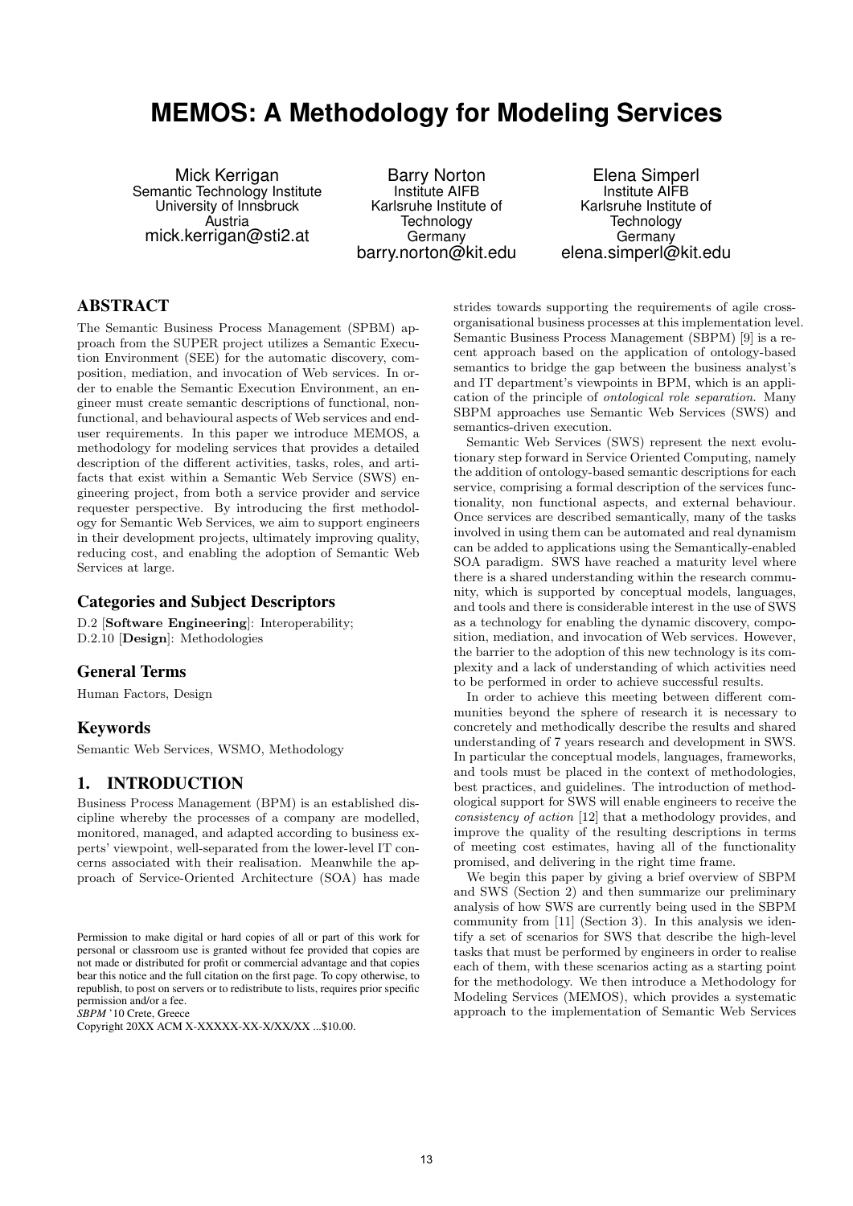# MEMOS: A Methodology for Modeling Services

Mick Kerrigan
Semantic Technology Institute
University of Innsbruck
Austria
mick.kerrigan@sti2.at

Barry Norton
Institute AIFB
Karlsruhe Institute of Technology
Germany
barry.norton@kit.edu

Elena Simperl
Institute AIFB
Karlsruhe Institute of Technology
Germany
elena.simperl@kit.edu

## ABSTRACT

The Semantic Business Process Management (SPBM) approach from the SUPER project utilizes a Semantic Execution Environment (SEE) for the automatic discovery, composition, mediation, and invocation of Web services. In order to enable the Semantic Execution Environment, an engineer must create semantic descriptions of functional, non-functional, and behavioural aspects of Web services and end-user requirements. In this paper we introduce MEMOS, a methodology for modeling services that provides a detailed description of the different activities, tasks, roles, and artifacts that exist within a Semantic Web Service (SWS) engineering project, from both a service provider and service requester perspective. By introducing the first methodology for Semantic Web Services, we aim to support engineers in their development projects, ultimately improving quality, reducing cost, and enabling the adoption of Semantic Web Services at large.

### Categories and Subject Descriptors

D.2 [**Software Engineering**]: Interoperability;
D.2.10 [**Design**]: Methodologies

### General Terms

Human Factors, Design

### Keywords

Semantic Web Services, WSMO, Methodology

## 1. INTRODUCTION

Business Process Management (BPM) is an established discipline whereby the processes of a company are modelled, monitored, managed, and adapted according to business experts' viewpoint, well-separated from the lower-level IT concerns associated with their realisation. Meanwhile the approach of Service-Oriented Architecture (SOA) has made strides towards supporting the requirements of agile cross-organisational business processes at this implementation level. Semantic Business Process Management (SBPM) [9] is a recent approach based on the application of ontology-based semantics to bridge the gap between the business analyst's and IT department's viewpoints in BPM, which is an application of the principle of *ontological role separation*. Many SBPM approaches use Semantic Web Services (SWS) and semantics-driven execution.

Semantic Web Services (SWS) represent the next evolutionary step forward in Service Oriented Computing, namely the addition of ontology-based semantic descriptions for each service, comprising a formal description of the services functionality, non functional aspects, and external behaviour. Once services are described semantically, many of the tasks involved in using them can be automated and real dynamism can be added to applications using the Semantically-enabled SOA paradigm. SWS have reached a maturity level where there is a shared understanding within the research community, which is supported by conceptual models, languages, and tools and there is considerable interest in the use of SWS as a technology for enabling the dynamic discovery, composition, mediation, and invocation of Web services. However, the barrier to the adoption of this new technology is its complexity and a lack of understanding of which activities need to be performed in order to achieve successful results.

In order to achieve this meeting between different communities beyond the sphere of research it is necessary to concretely and methodically describe the results and shared understanding of 7 years research and development in SWS. In particular the conceptual models, languages, frameworks, and tools must be placed in the context of methodologies, best practices, and guidelines. The introduction of methodological support for SWS will enable engineers to receive the *consistency of action* [12] that a methodology provides, and improve the quality of the resulting descriptions in terms of meeting cost estimates, having all of the functionality promised, and delivering in the right time frame.

We begin this paper by giving a brief overview of SBPM and SWS (Section 2) and then summarize our preliminary analysis of how SWS are currently being used in the SBPM community from [11] (Section 3). In this analysis we identify a set of scenarios for SWS that describe the high-level tasks that must be performed by engineers in order to realise each of them, with these scenarios acting as a starting point for the methodology. We then introduce a Methodology for Modeling Services (MEMOS), which provides a systematic approach to the implementation of Semantic Web Services

Permission to make digital or hard copies of all or part of this work for personal or classroom use is granted without fee provided that copies are not made or distributed for profit or commercial advantage and that copies bear this notice and the full citation on the first page. To copy otherwise, to republish, to post on servers or to redistribute to lists, requires prior specific permission and/or a fee.
*SBPM* '10 Crete, Greece
Copyright 20XX ACM X-XXXXX-XX-X/XX/XX ...$10.00.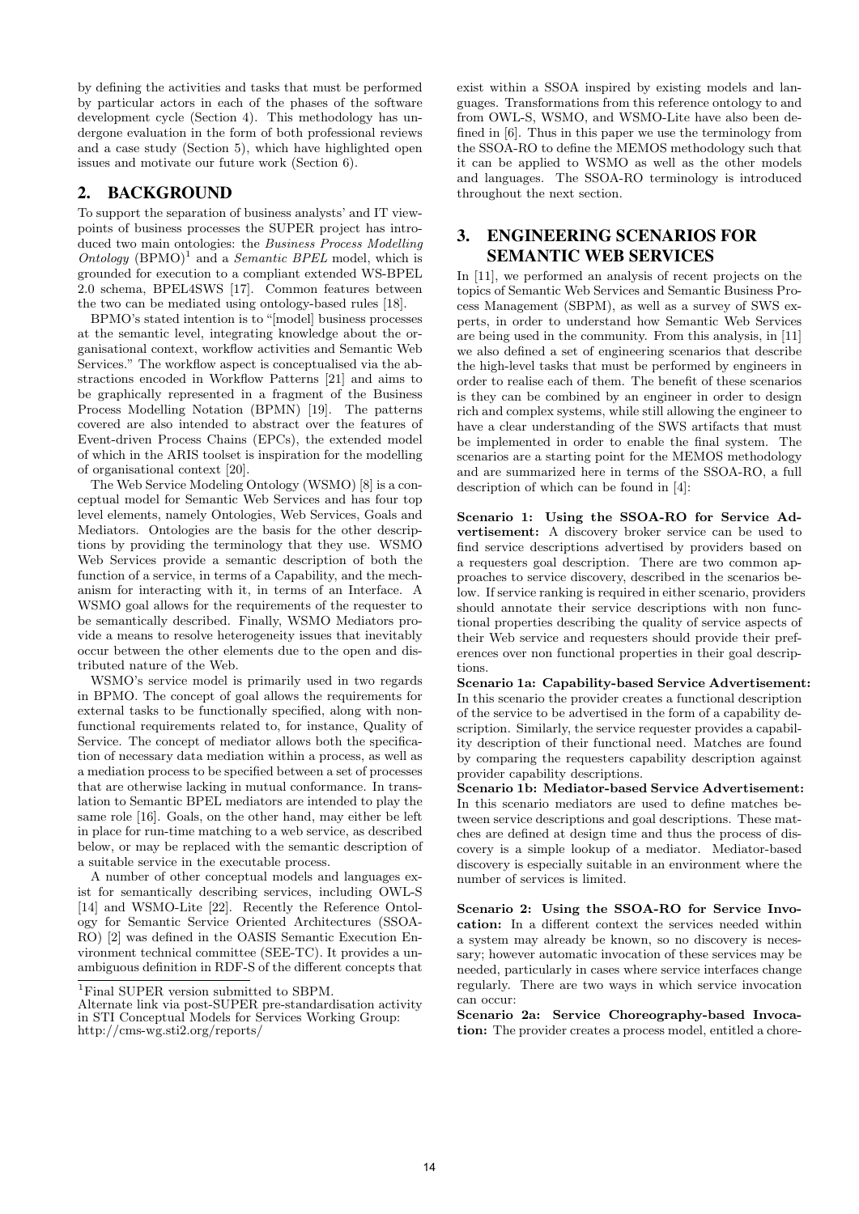by defining the activities and tasks that must be performed by particular actors in each of the phases of the software development cycle (Section 4). This methodology has undergone evaluation in the form of both professional reviews and a case study (Section 5), which have highlighted open issues and motivate our future work (Section 6).

## 2. BACKGROUND

To support the separation of business analysts' and IT viewpoints of business processes the SUPER project has introduced two main ontologies: the *Business Process Modelling Ontology* (BPMO)[1] and a *Semantic BPEL* model, which is grounded for execution to a compliant extended WS-BPEL 2.0 schema, BPEL4SWS [17]. Common features between the two can be mediated using ontology-based rules [18].

BPMO's stated intention is to "[model] business processes at the semantic level, integrating knowledge about the organisational context, workflow activities and Semantic Web Services." The workflow aspect is conceptualised via the abstractions encoded in Workflow Patterns [21] and aims to be graphically represented in a fragment of the Business Process Modelling Notation (BPMN) [19]. The patterns covered are also intended to abstract over the features of Event-driven Process Chains (EPCs), the extended model of which in the ARIS toolset is inspiration for the modelling of organisational context [20].

The Web Service Modeling Ontology (WSMO) [8] is a conceptual model for Semantic Web Services and has four top level elements, namely Ontologies, Web Services, Goals and Mediators. Ontologies are the basis for the other descriptions by providing the terminology that they use. WSMO Web Services provide a semantic description of both the function of a service, in terms of a Capability, and the mechanism for interacting with it, in terms of an Interface. A WSMO goal allows for the requirements of the requester to be semantically described. Finally, WSMO Mediators provide a means to resolve heterogeneity issues that inevitably occur between the other elements due to the open and distributed nature of the Web.

WSMO's service model is primarily used in two regards in BPMO. The concept of goal allows the requirements for external tasks to be functionally specified, along with non-functional requirements related to, for instance, Quality of Service. The concept of mediator allows both the specification of necessary data mediation within a process, as well as a mediation process to be specified between a set of processes that are otherwise lacking in mutual conformance. In translation to Semantic BPEL mediators are intended to play the same role [16]. Goals, on the other hand, may either be left in place for run-time matching to a web service, as described below, or may be replaced with the semantic description of a suitable service in the executable process.

A number of other conceptual models and languages exist for semantically describing services, including OWL-S [14] and WSMO-Lite [22]. Recently the Reference Ontology for Semantic Service Oriented Architectures (SSOA-RO) [2] was defined in the OASIS Semantic Execution Environment technical committee (SEE-TC). It provides a unambiguous definition in RDF-S of the different concepts that exist within a SSOA inspired by existing models and languages. Transformations from this reference ontology to and from OWL-S, WSMO, and WSMO-Lite have also been defined in [6]. Thus in this paper we use the terminology from the SSOA-RO to define the MEMOS methodology such that it can be applied to WSMO as well as the other models and languages. The SSOA-RO terminology is introduced throughout the next section.

[1] Final SUPER version submitted to SBPM. Alternate link via post-SUPER pre-standardisation activity in STI Conceptual Models for Services Working Group: http://cms-wg.sti2.org/reports/

## 3. ENGINEERING SCENARIOS FOR SEMANTIC WEB SERVICES

In [11], we performed an analysis of recent projects on the topics of Semantic Web Services and Semantic Business Process Management (SBPM), as well as a survey of SWS experts, in order to understand how Semantic Web Services are being used in the community. From this analysis, in [11] we also defined a set of engineering scenarios that describe the high-level tasks that must be performed by engineers in order to realise each of them. The benefit of these scenarios is they can be combined by an engineer in order to design rich and complex systems, while still allowing the engineer to have a clear understanding of the SWS artifacts that must be implemented in order to enable the final system. The scenarios are a starting point for the MEMOS methodology and are summarized here in terms of the SSOA-RO, a full description of which can be found in [4]:

**Scenario 1: Using the SSOA-RO for Service Advertisement:** A discovery broker service can be used to find service descriptions advertised by providers based on a requesters goal description. There are two common approaches to service discovery, described in the scenarios below. If service ranking is required in either scenario, providers should annotate their service descriptions with non functional properties describing the quality of service aspects of their Web service and requesters should provide their preferences over non functional properties in their goal descriptions.

**Scenario 1a: Capability-based Service Advertisement:** In this scenario the provider creates a functional description of the service to be advertised in the form of a capability description. Similarly, the service requester provides a capability description of their functional need. Matches are found by comparing the requesters capability description against provider capability descriptions.

**Scenario 1b: Mediator-based Service Advertisement:** In this scenario mediators are used to define matches between service descriptions and goal descriptions. These matches are defined at design time and thus the process of discovery is a simple lookup of a mediator. Mediator-based discovery is especially suitable in an environment where the number of services is limited.

**Scenario 2: Using the SSOA-RO for Service Invocation:** In a different context the services needed within a system may already be known, so no discovery is necessary; however automatic invocation of these services may be needed, particularly in cases where service interfaces change regularly. There are two ways in which service invocation can occur:

**Scenario 2a: Service Choreography-based Invocation:** The provider creates a process model, entitled a chore-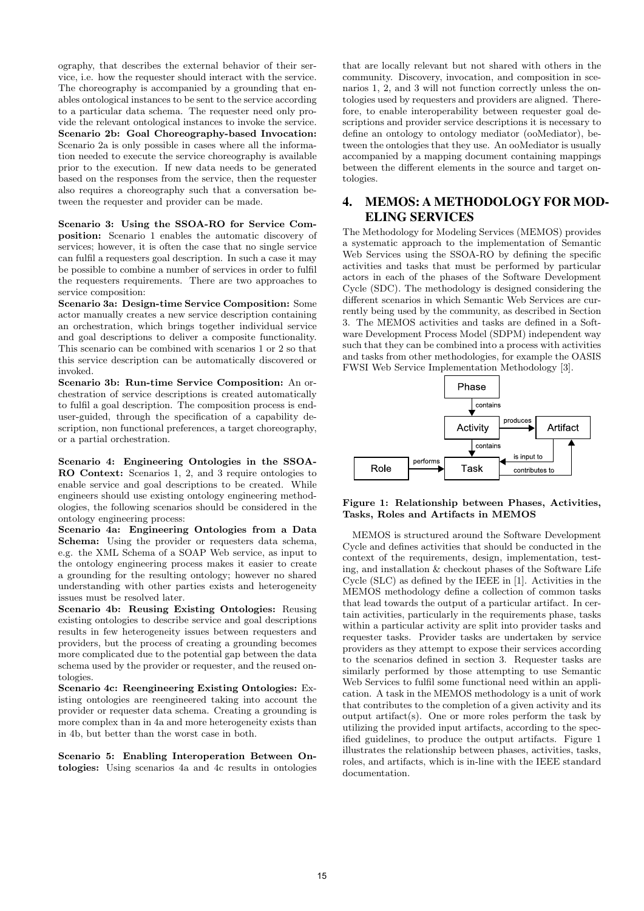ography, that describes the external behavior of their service, i.e. how the requester should interact with the service. The choreography is accompanied by a grounding that enables ontological instances to be sent to the service according to a particular data schema. The requester need only provide the relevant ontological instances to invoke the service.
**Scenario 2b: Goal Choreography-based Invocation:** Scenario 2a is only possible in cases where all the information needed to execute the service choreography is available prior to the execution. If new data needs to be generated based on the responses from the service, then the requester also requires a choreography such that a conversation between the requester and provider can be made.

**Scenario 3: Using the SSOA-RO for Service Composition:** Scenario 1 enables the automatic discovery of services; however, it is often the case that no single service can fulfil a requesters goal description. In such a case it may be possible to combine a number of services in order to fulfil the requesters requirements. There are two approaches to service composition:
**Scenario 3a: Design-time Service Composition:** Some actor manually creates a new service description containing an orchestration, which brings together individual service and goal descriptions to deliver a composite functionality. This scenario can be combined with scenarios 1 or 2 so that this service description can be automatically discovered or invoked.
**Scenario 3b: Run-time Service Composition:** An orchestration of service descriptions is created automatically to fulfil a goal description. The composition process is end-user-guided, through the specification of a capability description, non functional preferences, a target choreography, or a partial orchestration.

**Scenario 4: Engineering Ontologies in the SSOA-RO Context:** Scenarios 1, 2, and 3 require ontologies to enable service and goal descriptions to be created. While engineers should use existing ontology engineering methodologies, the following scenarios should be considered in the ontology engineering process:
**Scenario 4a: Engineering Ontologies from a Data Schema:** Using the provider or requesters data schema, e.g. the XML Schema of a SOAP Web service, as input to the ontology engineering process makes it easier to create a grounding for the resulting ontology; however no shared understanding with other parties exists and heterogeneity issues must be resolved later.
**Scenario 4b: Reusing Existing Ontologies:** Reusing existing ontologies to describe service and goal descriptions results in few heterogeneity issues between requesters and providers, but the process of creating a grounding becomes more complicated due to the potential gap between the data schema used by the provider or requester, and the reused ontologies.
**Scenario 4c: Reengineering Existing Ontologies:** Existing ontologies are reengineered taking into account the provider or requester data schema. Creating a grounding is more complex than in 4a and more heterogeneity exists than in 4b, but better than the worst case in both.

**Scenario 5: Enabling Interoperation Between Ontologies:** Using scenarios 4a and 4c results in ontologies that are locally relevant but not shared with others in the community. Discovery, invocation, and composition in scenarios 1, 2, and 3 will not function correctly unless the ontologies used by requesters and providers are aligned. Therefore, to enable interoperability between requester goal descriptions and provider service descriptions it is necessary to define an ontology to ontology mediator (ooMediator), between the ontologies that they use. An ooMediator is usually accompanied by a mapping document containing mappings between the different elements in the source and target ontologies.

## 4. MEMOS: A METHODOLOGY FOR MODELING SERVICES

The Methodology for Modeling Services (MEMOS) provides a systematic approach to the implementation of Semantic Web Services using the SSOA-RO by defining the specific activities and tasks that must be performed by particular actors in each of the phases of the Software Development Cycle (SDC). The methodology is designed considering the different scenarios in which Semantic Web Services are currently being used by the community, as described in Section 3. The MEMOS activities and tasks are defined in a Software Development Process Model (SDPM) independent way such that they can be combined into a process with activities and tasks from other methodologies, for example the OASIS FWSI Web Service Implementation Methodology [3].

**Figure 1: Relationship between Phases, Activities, Tasks, Roles and Artifacts in MEMOS**

MEMOS is structured around the Software Development Cycle and defines activities that should be conducted in the context of the requirements, design, implementation, testing, and installation & checkout phases of the Software Life Cycle (SLC) as defined by the IEEE in [1]. Activities in the MEMOS methodology define a collection of common tasks that lead towards the output of a particular artifact. In certain activities, particularly in the requirements phase, tasks within a particular activity are split into provider tasks and requester tasks. Provider tasks are undertaken by service providers as they attempt to expose their services according to the scenarios defined in section 3. Requester tasks are similarly performed by those attempting to use Semantic Web Services to fulfil some functional need within an application. A task in the MEMOS methodology is a unit of work that contributes to the completion of a given activity and its output artifact(s). One or more roles perform the task by utilizing the provided input artifacts, according to the specified guidelines, to produce the output artifacts. Figure 1 illustrates the relationship between phases, activities, tasks, roles, and artifacts, which is in-line with the IEEE standard documentation.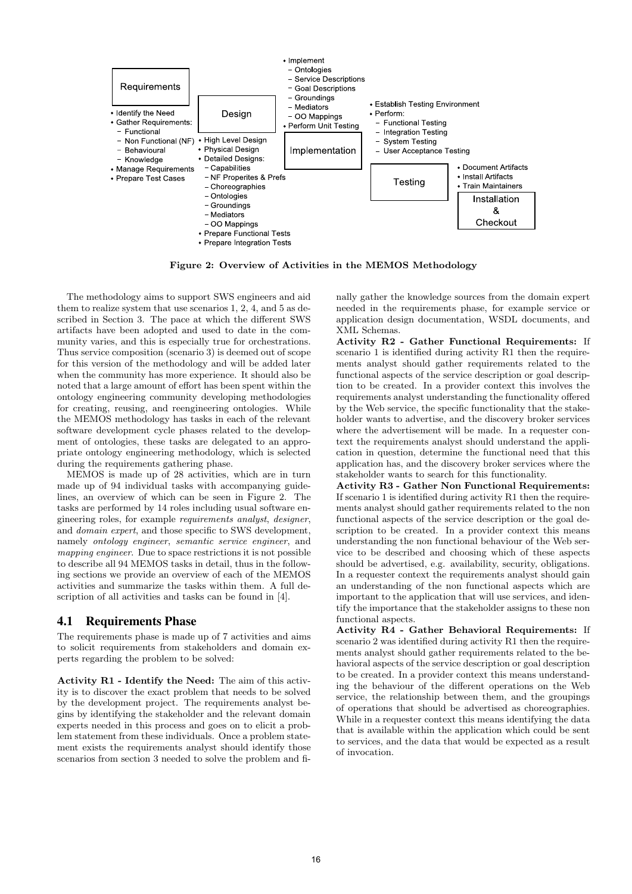**Requirements**

- Identify the Need
- Gather Requirements:
  - Functional
  - Non Functional (NF)
  - Behavioural
  - Knowledge
- Manage Requirements
- Prepare Test Cases

**Design**

- High Level Design
- Physical Design
- Detailed Designs:
  - Capabilities
  - NF Properites & Prefs
  - Choreographies
  - Ontologies
  - Groundings
  - Mediators
  - OO Mappings
- Prepare Functional Tests
- Prepare Integration Tests

**Implementation**

- Implement
  - Ontologies
  - Service Descriptions
  - Goal Descriptions
  - Groundings
  - Mediators
  - OO Mappings
- Perform Unit Testing

**Testing**

- Establish Testing Environment
- Perform:
  - Functional Testing
  - Integration Testing
  - System Testing
  - User Acceptance Testing

**Installation & Checkout**

- Document Artifacts
- Install Artifacts
- Train Maintainers

**Figure 2: Overview of Activities in the MEMOS Methodology**

The methodology aims to support SWS engineers and aid them to realize system that use scenarios 1, 2, 4, and 5 as described in Section 3. The pace at which the different SWS artifacts have been adopted and used to date in the community varies, and this is especially true for orchestrations. Thus service composition (scenario 3) is deemed out of scope for this version of the methodology and will be added later when the community has more experience. It should also be noted that a large amount of effort has been spent within the ontology engineering community developing methodologies for creating, reusing, and reengineering ontologies. While the MEMOS methodology has tasks in each of the relevant software development cycle phases related to the development of ontologies, these tasks are delegated to an appropriate ontology engineering methodology, which is selected during the requirements gathering phase.

MEMOS is made up of 28 activities, which are in turn made up of 94 individual tasks with accompanying guidelines, an overview of which can be seen in Figure 2. The tasks are performed by 14 roles including usual software engineering roles, for example *requirements analyst*, *designer*, and *domain expert*, and those specific to SWS development, namely *ontology engineer*, *semantic service engineer*, and *mapping engineer*. Due to space restrictions it is not possible to describe all 94 MEMOS tasks in detail, thus in the following sections we provide an overview of each of the MEMOS activities and summarize the tasks within them. A full description of all activities and tasks can be found in [4].

## 4.1 Requirements Phase

The requirements phase is made up of 7 activities and aims to solicit requirements from stakeholders and domain experts regarding the problem to be solved:

**Activity R1 - Identify the Need:** The aim of this activity is to discover the exact problem that needs to be solved by the development project. The requirements analyst begins by identifying the stakeholder and the relevant domain experts needed in this process and goes on to elicit a problem statement from these individuals. Once a problem statement exists the requirements analyst should identify those scenarios from section 3 needed to solve the problem and finally gather the knowledge sources from the domain expert needed in the requirements phase, for example service or application design documentation, WSDL documents, and XML Schemas.

**Activity R2 - Gather Functional Requirements:** If scenario 1 is identified during activity R1 then the requirements analyst should gather requirements related to the functional aspects of the service description or goal description to be created. In a provider context this involves the requirements analyst understanding the functionality offered by the Web service, the specific functionality that the stakeholder wants to advertise, and the discovery broker services where the advertisement will be made. In a requester context the requirements analyst should understand the application in question, determine the functional need that this application has, and the discovery broker services where the stakeholder wants to search for this functionality.

**Activity R3 - Gather Non Functional Requirements:** If scenario 1 is identified during activity R1 then the requirements analyst should gather requirements related to the non functional aspects of the service description or the goal description to be created. In a provider context this means understanding the non functional behaviour of the Web service to be described and choosing which of these aspects should be advertised, e.g. availability, security, obligations. In a requester context the requirements analyst should gain an understanding of the non functional aspects which are important to the application that will use services, and identify the importance that the stakeholder assigns to these non functional aspects.

**Activity R4 - Gather Behavioral Requirements:** If scenario 2 was identified during activity R1 then the requirements analyst should gather requirements related to the behavioral aspects of the service description or goal description to be created. In a provider context this means understanding the behaviour of the different operations on the Web service, the relationship between them, and the groupings of operations that should be advertised as choreographies. While in a requester context this means identifying the data that is available within the application which could be sent to services, and the data that would be expected as a result of invocation.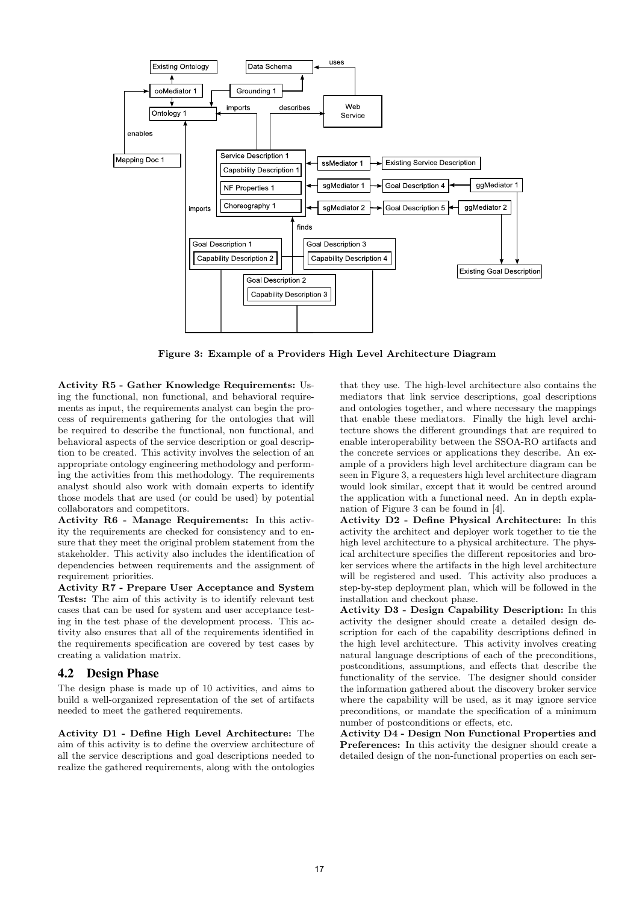Figure 3: Example of a Providers High Level Architecture Diagram

**Activity R5 - Gather Knowledge Requirements:** Using the functional, non functional, and behavioral requirements as input, the requirements analyst can begin the process of requirements gathering for the ontologies that will be required to describe the functional, non functional, and behavioral aspects of the service description or goal description to be created. This activity involves the selection of an appropriate ontology engineering methodology and performing the activities from this methodology. The requirements analyst should also work with domain experts to identify those models that are used (or could be used) by potential collaborators and competitors.

**Activity R6 - Manage Requirements:** In this activity the requirements are checked for consistency and to ensure that they meet the original problem statement from the stakeholder. This activity also includes the identification of dependencies between requirements and the assignment of requirement priorities.

**Activity R7 - Prepare User Acceptance and System Tests:** The aim of this activity is to identify relevant test cases that can be used for system and user acceptance testing in the test phase of the development process. This activity also ensures that all of the requirements identified in the requirements specification are covered by test cases by creating a validation matrix.

## 4.2 Design Phase

The design phase is made up of 10 activities, and aims to build a well-organized representation of the set of artifacts needed to meet the gathered requirements.

**Activity D1 - Define High Level Architecture:** The aim of this activity is to define the overview architecture of all the service descriptions and goal descriptions needed to realize the gathered requirements, along with the ontologies that they use. The high-level architecture also contains the mediators that link service descriptions, goal descriptions and ontologies together, and where necessary the mappings that enable these mediators. Finally the high level architecture shows the different groundings that are required to enable interoperability between the SSOA-RO artifacts and the concrete services or applications they describe. An example of a providers high level architecture diagram can be seen in Figure 3, a requesters high level architecture diagram would look similar, except that it would be centred around the application with a functional need. An in depth explanation of Figure 3 can be found in [4].

**Activity D2 - Define Physical Architecture:** In this activity the architect and deployer work together to tie the high level architecture to a physical architecture. The physical architecture specifies the different repositories and broker services where the artifacts in the high level architecture will be registered and used. This activity also produces a step-by-step deployment plan, which will be followed in the installation and checkout phase.

**Activity D3 - Design Capability Description:** In this activity the designer should create a detailed design description for each of the capability descriptions defined in the high level architecture. This activity involves creating natural language descriptions of each of the preconditions, postconditions, assumptions, and effects that describe the functionality of the service. The designer should consider the information gathered about the discovery broker service where the capability will be used, as it may ignore service preconditions, or mandate the specification of a minimum number of postconditions or effects, etc.

**Activity D4 - Design Non Functional Properties and Preferences:** In this activity the designer should create a detailed design of the non-functional properties on each ser-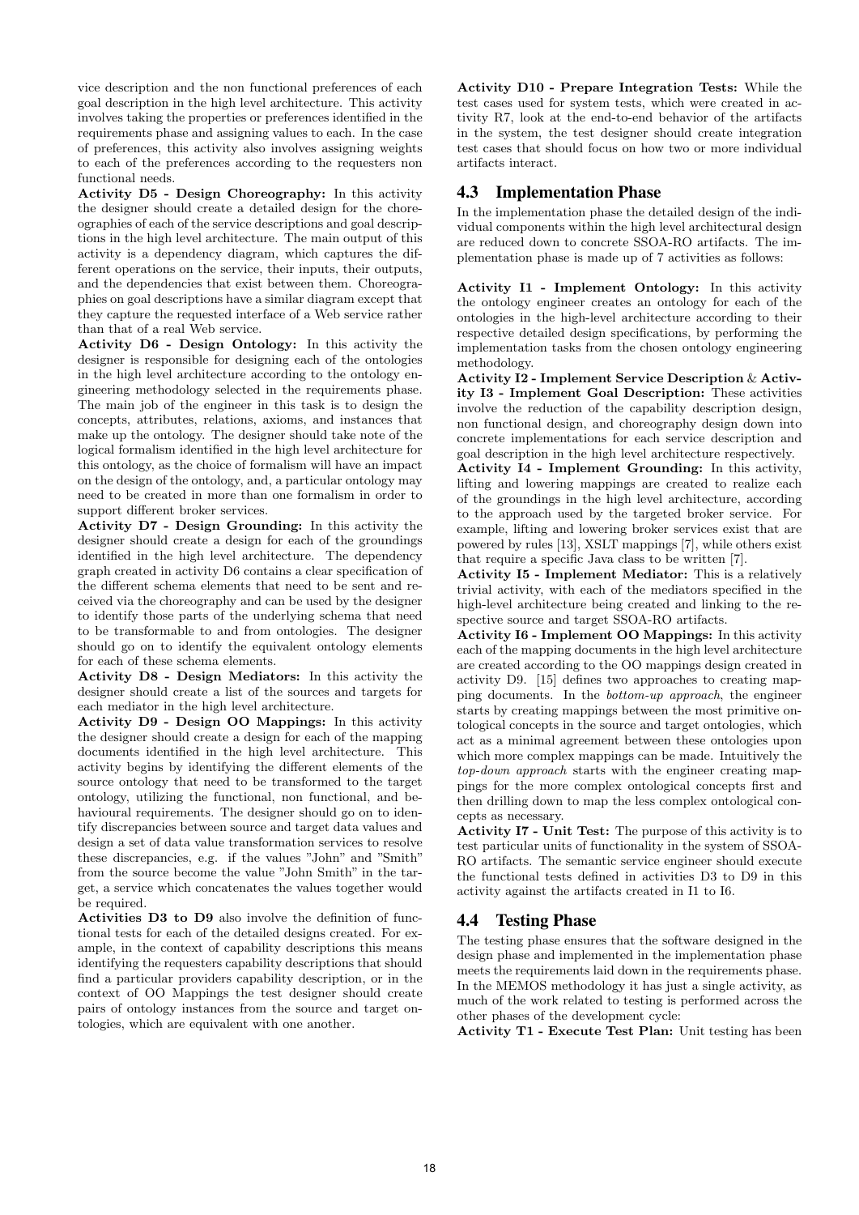vice description and the non functional preferences of each goal description in the high level architecture. This activity involves taking the properties or preferences identified in the requirements phase and assigning values to each. In the case of preferences, this activity also involves assigning weights to each of the preferences according to the requesters non functional needs.

**Activity D5 - Design Choreography:** In this activity the designer should create a detailed design for the choreographies of each of the service descriptions and goal descriptions in the high level architecture. The main output of this activity is a dependency diagram, which captures the different operations on the service, their inputs, their outputs, and the dependencies that exist between them. Choreographies on goal descriptions have a similar diagram except that they capture the requested interface of a Web service rather than that of a real Web service.

**Activity D6 - Design Ontology:** In this activity the designer is responsible for designing each of the ontologies in the high level architecture according to the ontology engineering methodology selected in the requirements phase. The main job of the engineer in this task is to design the concepts, attributes, relations, axioms, and instances that make up the ontology. The designer should take note of the logical formalism identified in the high level architecture for this ontology, as the choice of formalism will have an impact on the design of the ontology, and, a particular ontology may need to be created in more than one formalism in order to support different broker services.

**Activity D7 - Design Grounding:** In this activity the designer should create a design for each of the groundings identified in the high level architecture. The dependency graph created in activity D6 contains a clear specification of the different schema elements that need to be sent and received via the choreography and can be used by the designer to identify those parts of the underlying schema that need to be transformable to and from ontologies. The designer should go on to identify the equivalent ontology elements for each of these schema elements.

**Activity D8 - Design Mediators:** In this activity the designer should create a list of the sources and targets for each mediator in the high level architecture.

**Activity D9 - Design OO Mappings:** In this activity the designer should create a design for each of the mapping documents identified in the high level architecture. This activity begins by identifying the different elements of the source ontology that need to be transformed to the target ontology, utilizing the functional, non functional, and behavioural requirements. The designer should go on to identify discrepancies between source and target data values and design a set of data value transformation services to resolve these discrepancies, e.g. if the values "John" and "Smith" from the source become the value "John Smith" in the target, a service which concatenates the values together would be required.

**Activities D3 to D9** also involve the definition of functional tests for each of the detailed designs created. For example, in the context of capability descriptions this means identifying the requesters capability descriptions that should find a particular providers capability description, or in the context of OO Mappings the test designer should create pairs of ontology instances from the source and target ontologies, which are equivalent with one another.

**Activity D10 - Prepare Integration Tests:** While the test cases used for system tests, which were created in activity R7, look at the end-to-end behavior of the artifacts in the system, the test designer should create integration test cases that should focus on how two or more individual artifacts interact.

## 4.3 Implementation Phase

In the implementation phase the detailed design of the individual components within the high level architectural design are reduced down to concrete SSOA-RO artifacts. The implementation phase is made up of 7 activities as follows:

**Activity I1 - Implement Ontology:** In this activity the ontology engineer creates an ontology for each of the ontologies in the high-level architecture according to their respective detailed design specifications, by performing the implementation tasks from the chosen ontology engineering methodology.

**Activity I2 - Implement Service Description** & **Activity I3 - Implement Goal Description:** These activities involve the reduction of the capability description design, non functional design, and choreography design down into concrete implementations for each service description and goal description in the high level architecture respectively.

**Activity I4 - Implement Grounding:** In this activity, lifting and lowering mappings are created to realize each of the groundings in the high level architecture, according to the approach used by the targeted broker service. For example, lifting and lowering broker services exist that are powered by rules [13], XSLT mappings [7], while others exist that require a specific Java class to be written [7].

**Activity I5 - Implement Mediator:** This is a relatively trivial activity, with each of the mediators specified in the high-level architecture being created and linking to the respective source and target SSOA-RO artifacts.

**Activity I6 - Implement OO Mappings:** In this activity each of the mapping documents in the high level architecture are created according to the OO mappings design created in activity D9. [15] defines two approaches to creating mapping documents. In the *bottom-up approach*, the engineer starts by creating mappings between the most primitive ontological concepts in the source and target ontologies, which act as a minimal agreement between these ontologies upon which more complex mappings can be made. Intuitively the *top-down approach* starts with the engineer creating mappings for the more complex ontological concepts first and then drilling down to map the less complex ontological concepts as necessary.

**Activity I7 - Unit Test:** The purpose of this activity is to test particular units of functionality in the system of SSOA-RO artifacts. The semantic service engineer should execute the functional tests defined in activities D3 to D9 in this activity against the artifacts created in I1 to I6.

## 4.4 Testing Phase

The testing phase ensures that the software designed in the design phase and implemented in the implementation phase meets the requirements laid down in the requirements phase. In the MEMOS methodology it has just a single activity, as much of the work related to testing is performed across the other phases of the development cycle:

**Activity T1 - Execute Test Plan:** Unit testing has been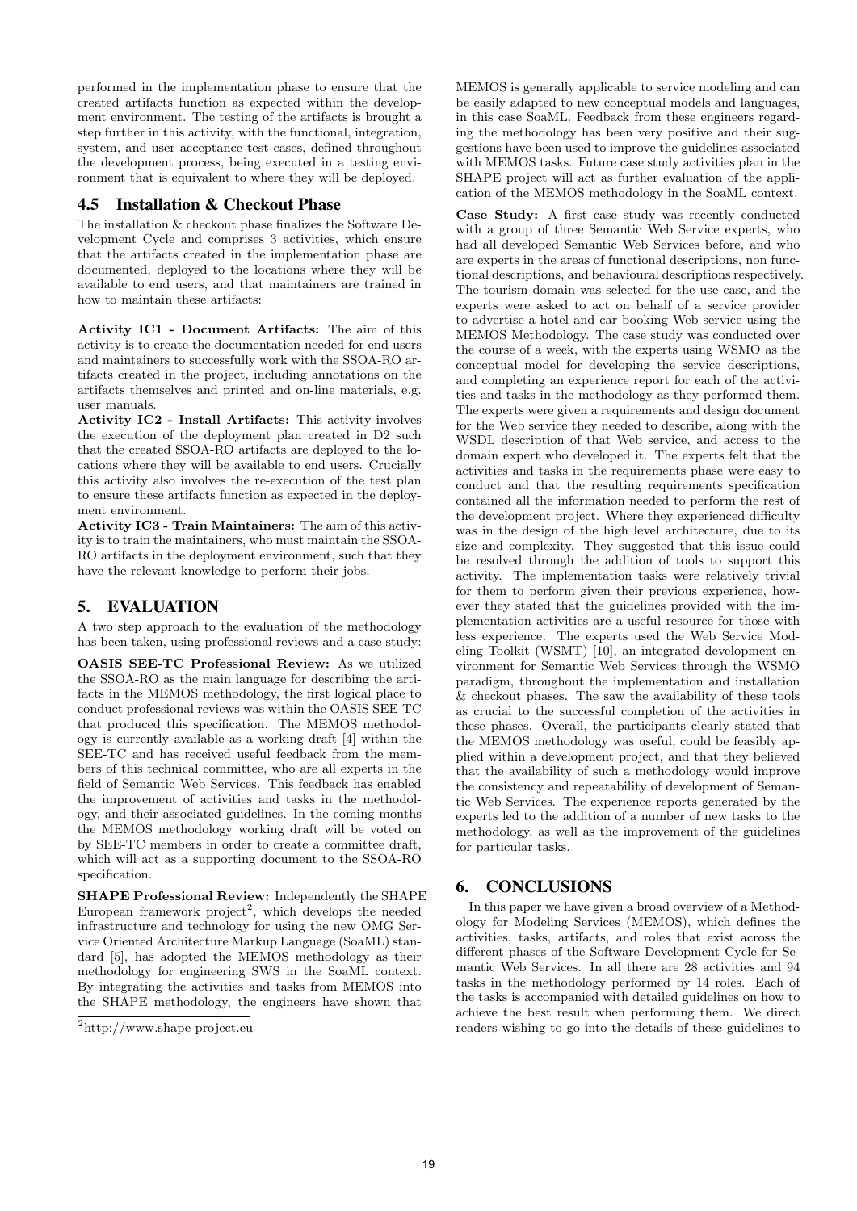performed in the implementation phase to ensure that the created artifacts function as expected within the development environment. The testing of the artifacts is brought a step further in this activity, with the functional, integration, system, and user acceptance test cases, defined throughout the development process, being executed in a testing environment that is equivalent to where they will be deployed.

## 4.5 Installation & Checkout Phase

The installation & checkout phase finalizes the Software Development Cycle and comprises 3 activities, which ensure that the artifacts created in the implementation phase are documented, deployed to the locations where they will be available to end users, and that maintainers are trained in how to maintain these artifacts:

**Activity IC1 - Document Artifacts:** The aim of this activity is to create the documentation needed for end users and maintainers to successfully work with the SSOA-RO artifacts created in the project, including annotations on the artifacts themselves and printed and on-line materials, e.g. user manuals.

**Activity IC2 - Install Artifacts:** This activity involves the execution of the deployment plan created in D2 such that the created SSOA-RO artifacts are deployed to the locations where they will be available to end users. Crucially this activity also involves the re-execution of the test plan to ensure these artifacts function as expected in the deployment environment.

**Activity IC3 - Train Maintainers:** The aim of this activity is to train the maintainers, who must maintain the SSOA-RO artifacts in the deployment environment, such that they have the relevant knowledge to perform their jobs.

# 5. EVALUATION

A two step approach to the evaluation of the methodology has been taken, using professional reviews and a case study:

**OASIS SEE-TC Professional Review:** As we utilized the SSOA-RO as the main language for describing the artifacts in the MEMOS methodology, the first logical place to conduct professional reviews was within the OASIS SEE-TC that produced this specification. The MEMOS methodology is currently available as a working draft [4] within the SEE-TC and has received useful feedback from the members of this technical committee, who are all experts in the field of Semantic Web Services. This feedback has enabled the improvement of activities and tasks in the methodology, and their associated guidelines. In the coming months the MEMOS methodology working draft will be voted on by SEE-TC members in order to create a committee draft, which will act as a supporting document to the SSOA-RO specification.

**SHAPE Professional Review:** Independently the SHAPE European framework project[2], which develops the needed infrastructure and technology for using the new OMG Service Oriented Architecture Markup Language (SoaML) standard [5], has adopted the MEMOS methodology as their methodology for engineering SWS in the SoaML context. By integrating the activities and tasks from MEMOS into the SHAPE methodology, the engineers have shown that MEMOS is generally applicable to service modeling and can be easily adapted to new conceptual models and languages, in this case SoaML. Feedback from these engineers regarding the methodology has been very positive and their suggestions have been used to improve the guidelines associated with MEMOS tasks. Future case study activities plan in the SHAPE project will act as further evaluation of the application of the MEMOS methodology in the SoaML context.

[2]http://www.shape-project.eu

**Case Study:** A first case study was recently conducted with a group of three Semantic Web Service experts, who had all developed Semantic Web Services before, and who are experts in the areas of functional descriptions, non functional descriptions, and behavioural descriptions respectively. The tourism domain was selected for the use case, and the experts were asked to act on behalf of a service provider to advertise a hotel and car booking Web service using the MEMOS Methodology. The case study was conducted over the course of a week, with the experts using WSMO as the conceptual model for developing the service descriptions, and completing an experience report for each of the activities and tasks in the methodology as they performed them. The experts were given a requirements and design document for the Web service they needed to describe, along with the WSDL description of that Web service, and access to the domain expert who developed it. The experts felt that the activities and tasks in the requirements phase were easy to conduct and that the resulting requirements specification contained all the information needed to perform the rest of the development project. Where they experienced difficulty was in the design of the high level architecture, due to its size and complexity. They suggested that this issue could be resolved through the addition of tools to support this activity. The implementation tasks were relatively trivial for them to perform given their previous experience, however they stated that the guidelines provided with the implementation activities are a useful resource for those with less experience. The experts used the Web Service Modeling Toolkit (WSMT) [10], an integrated development environment for Semantic Web Services through the WSMO paradigm, throughout the implementation and installation & checkout phases. The saw the availability of these tools as crucial to the successful completion of the activities in these phases. Overall, the participants clearly stated that the MEMOS methodology was useful, could be feasibly applied within a development project, and that they believed that the availability of such a methodology would improve the consistency and repeatability of development of Semantic Web Services. The experience reports generated by the experts led to the addition of a number of new tasks to the methodology, as well as the improvement of the guidelines for particular tasks.

# 6. CONCLUSIONS

In this paper we have given a broad overview of a Methodology for Modeling Services (MEMOS), which defines the activities, tasks, artifacts, and roles that exist across the different phases of the Software Development Cycle for Semantic Web Services. In all there are 28 activities and 94 tasks in the methodology performed by 14 roles. Each of the tasks is accompanied with detailed guidelines on how to achieve the best result when performing them. We direct readers wishing to go into the details of these guidelines to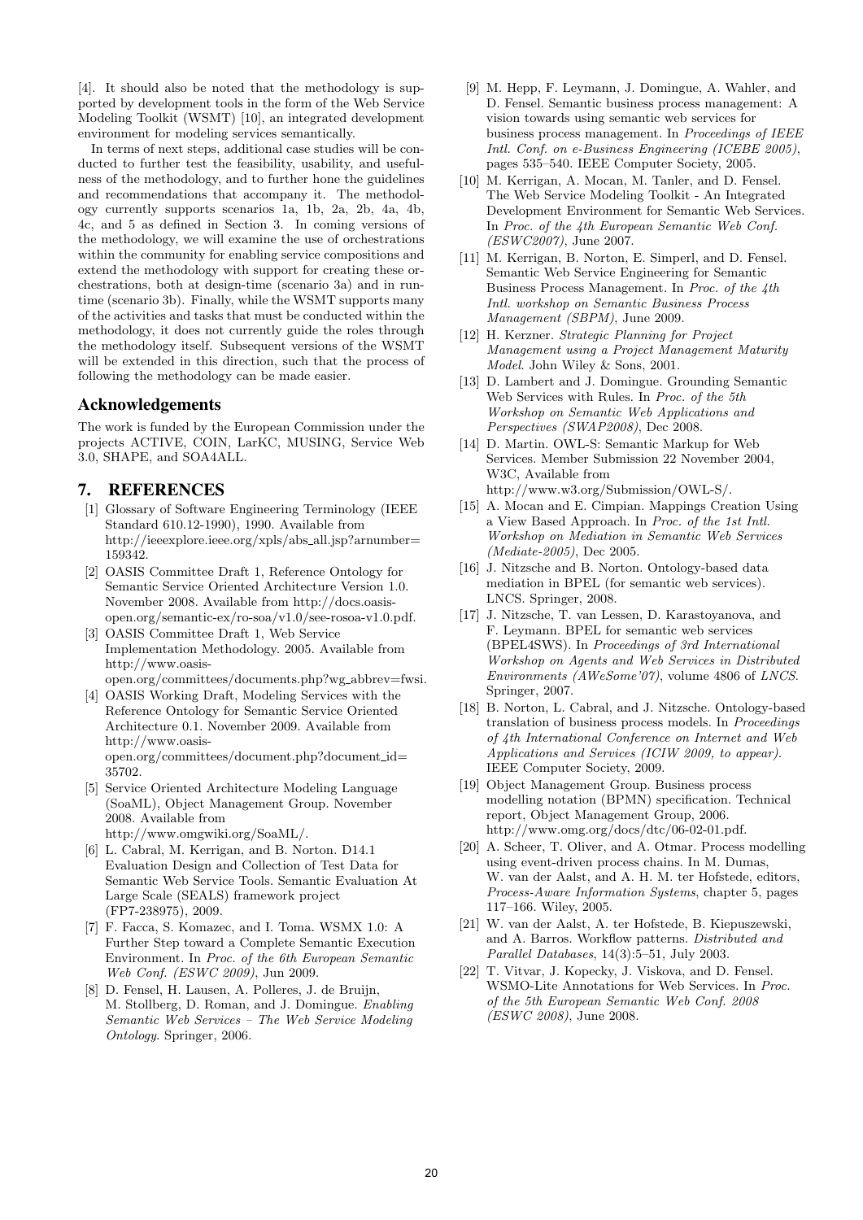[4]. It should also be noted that the methodology is supported by development tools in the form of the Web Service Modeling Toolkit (WSMT) [10], an integrated development environment for modeling services semantically.

In terms of next steps, additional case studies will be conducted to further test the feasibility, usability, and usefulness of the methodology, and to further hone the guidelines and recommendations that accompany it. The methodology currently supports scenarios 1a, 1b, 2a, 2b, 4a, 4b, 4c, and 5 as defined in Section 3. In coming versions of the methodology, we will examine the use of orchestrations within the community for enabling service compositions and extend the methodology with support for creating these orchestrations, both at design-time (scenario 3a) and in runtime (scenario 3b). Finally, while the WSMT supports many of the activities and tasks that must be conducted within the methodology, it does not currently guide the roles through the methodology itself. Subsequent versions of the WSMT will be extended in this direction, such that the process of following the methodology can be made easier.

## Acknowledgements

The work is funded by the European Commission under the projects ACTIVE, COIN, LarKC, MUSING, Service Web 3.0, SHAPE, and SOA4ALL.

## 7. REFERENCES

[1] Glossary of Software Engineering Terminology (IEEE Standard 610.12-1990), 1990. Available from http://ieeexplore.ieee.org/xpls/abs_all.jsp?arnumber=159342.

[2] OASIS Committee Draft 1, Reference Ontology for Semantic Service Oriented Architecture Version 1.0. November 2008. Available from http://docs.oasis-open.org/semantic-ex/ro-soa/v1.0/see-rosoa-v1.0.pdf.

[3] OASIS Committee Draft 1, Web Service Implementation Methodology. 2005. Available from http://www.oasis-open.org/committees/documents.php?wg_abbrev=fwsi.

[4] OASIS Working Draft, Modeling Services with the Reference Ontology for Semantic Service Oriented Architecture 0.1. November 2009. Available from http://www.oasis-open.org/committees/document.php?document_id=35702.

[5] Service Oriented Architecture Modeling Language (SoaML), Object Management Group. November 2008. Available from http://www.omgwiki.org/SoaML/.

[6] L. Cabral, M. Kerrigan, and B. Norton. D14.1 Evaluation Design and Collection of Test Data for Semantic Web Service Tools. Semantic Evaluation At Large Scale (SEALS) framework project (FP7-238975), 2009.

[7] F. Facca, S. Komazec, and I. Toma. WSMX 1.0: A Further Step toward a Complete Semantic Execution Environment. In *Proc. of the 6th European Semantic Web Conf. (ESWC 2009)*, Jun 2009.

[8] D. Fensel, H. Lausen, A. Polleres, J. de Bruijn, M. Stollberg, D. Roman, and J. Domingue. *Enabling Semantic Web Services – The Web Service Modeling Ontology*. Springer, 2006.

[9] M. Hepp, F. Leymann, J. Domingue, A. Wahler, and D. Fensel. Semantic business process management: A vision towards using semantic web services for business process management. In *Proceedings of IEEE Intl. Conf. on e-Business Engineering (ICEBE 2005)*, pages 535–540. IEEE Computer Society, 2005.

[10] M. Kerrigan, A. Mocan, M. Tanler, and D. Fensel. The Web Service Modeling Toolkit - An Integrated Development Environment for Semantic Web Services. In *Proc. of the 4th European Semantic Web Conf. (ESWC2007)*, June 2007.

[11] M. Kerrigan, B. Norton, E. Simperl, and D. Fensel. Semantic Web Service Engineering for Semantic Business Process Management. In *Proc. of the 4th Intl. workshop on Semantic Business Process Management (SBPM)*, June 2009.

[12] H. Kerzner. *Strategic Planning for Project Management using a Project Management Maturity Model*. John Wiley & Sons, 2001.

[13] D. Lambert and J. Domingue. Grounding Semantic Web Services with Rules. In *Proc. of the 5th Workshop on Semantic Web Applications and Perspectives (SWAP2008)*, Dec 2008.

[14] D. Martin. OWL-S: Semantic Markup for Web Services. Member Submission 22 November 2004, W3C, Available from http://www.w3.org/Submission/OWL-S/.

[15] A. Mocan and E. Cimpian. Mappings Creation Using a View Based Approach. In *Proc. of the 1st Intl. Workshop on Mediation in Semantic Web Services (Mediate-2005)*, Dec 2005.

[16] J. Nitzsche and B. Norton. Ontology-based data mediation in BPEL (for semantic web services). LNCS. Springer, 2008.

[17] J. Nitzsche, T. van Lessen, D. Karastoyanova, and F. Leymann. BPEL for semantic web services (BPEL4SWS). In *Proceedings of 3rd International Workshop on Agents and Web Services in Distributed Environments (AWeSome'07)*, volume 4806 of *LNCS*. Springer, 2007.

[18] B. Norton, L. Cabral, and J. Nitzsche. Ontology-based translation of business process models. In *Proceedings of 4th International Conference on Internet and Web Applications and Services (ICIW 2009, to appear)*. IEEE Computer Society, 2009.

[19] Object Management Group. Business process modelling notation (BPMN) specification. Technical report, Object Management Group, 2006. http://www.omg.org/docs/dtc/06-02-01.pdf.

[20] A. Scheer, T. Oliver, and A. Otmar. Process modelling using event-driven process chains. In M. Dumas, W. van der Aalst, and A. H. M. ter Hofstede, editors, *Process-Aware Information Systems*, chapter 5, pages 117–166. Wiley, 2005.

[21] W. van der Aalst, A. ter Hofstede, B. Kiepuszewski, and A. Barros. Workflow patterns. *Distributed and Parallel Databases*, 14(3):5–51, July 2003.

[22] T. Vitvar, J. Kopecky, J. Viskova, and D. Fensel. WSMO-Lite Annotations for Web Services. In *Proc. of the 5th European Semantic Web Conf. 2008 (ESWC 2008)*, June 2008.